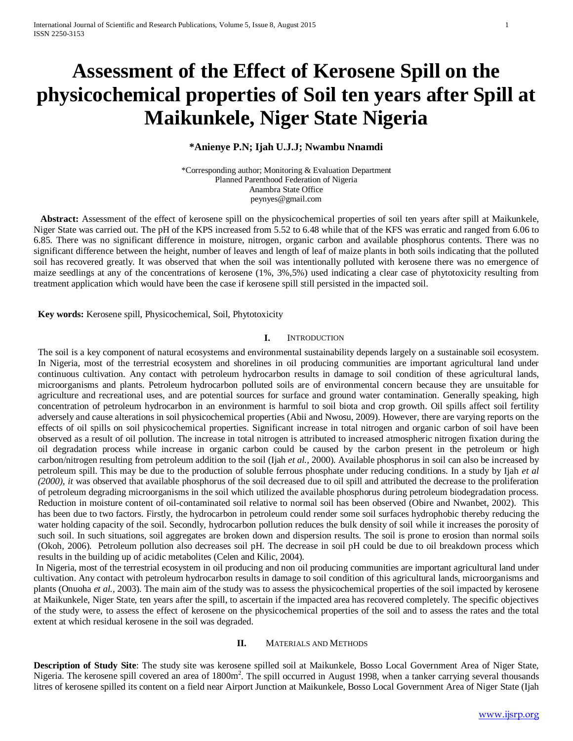# Assessment of the Effect of Kerosene Spill on the physicochemical properties of Soil ten years after Spill at Maikunkele, Niger State Nigeria

**\*Anienye P.N; Ijah U.J.J; Nwambu Nnamdi**

\*Corresponding author; Monitoring & Evaluation Department
Planned Parenthood Federation of Nigeria
Anambra State Office
peynyes@gmail.com

**Abstract:** Assessment of the effect of kerosene spill on the physicochemical properties of soil ten years after spill at Maikunkele, Niger State was carried out. The pH of the KPS increased from 5.52 to 6.48 while that of the KFS was erratic and ranged from 6.06 to 6.85. There was no significant difference in moisture, nitrogen, organic carbon and available phosphorus contents. There was no significant difference between the height, number of leaves and length of leaf of maize plants in both soils indicating that the polluted soil has recovered greatly. It was observed that when the soil was intentionally polluted with kerosene there was no emergence of maize seedlings at any of the concentrations of kerosene (1%, 3%,5%) used indicating a clear case of phytotoxicity resulting from treatment application which would have been the case if kerosene spill still persisted in the impacted soil.

**Key words:** Kerosene spill, Physicochemical, Soil, Phytotoxicity

## I. INTRODUCTION

The soil is a key component of natural ecosystems and environmental sustainability depends largely on a sustainable soil ecosystem. In Nigeria, most of the terrestrial ecosystem and shorelines in oil producing communities are important agricultural land under continuous cultivation. Any contact with petroleum hydrocarbon results in damage to soil condition of these agricultural lands, microorganisms and plants. Petroleum hydrocarbon polluted soils are of environmental concern because they are unsuitable for agriculture and recreational uses, and are potential sources for surface and ground water contamination. Generally speaking, high concentration of petroleum hydrocarbon in an environment is harmful to soil biota and crop growth. Oil spills affect soil fertility adversely and cause alterations in soil physicochemical properties (Abii and Nwosu, 2009). However, there are varying reports on the effects of oil spills on soil physicochemical properties. Significant increase in total nitrogen and organic carbon of soil have been observed as a result of oil pollution. The increase in total nitrogen is attributed to increased atmospheric nitrogen fixation during the oil degradation process while increase in organic carbon could be caused by the carbon present in the petroleum or high carbon/nitrogen resulting from petroleum addition to the soil (Ijah *et al.*, 2000). Available phosphorus in soil can also be increased by petroleum spill. This may be due to the production of soluble ferrous phosphate under reducing conditions. In a study by Ijah *et al (2000), it* was observed that available phosphorus of the soil decreased due to oil spill and attributed the decrease to the proliferation of petroleum degrading microorganisms in the soil which utilized the available phosphorus during petroleum biodegradation process. Reduction in moisture content of oil-contaminated soil relative to normal soil has been observed (Obire and Nwanbet, 2002). This has been due to two factors. Firstly, the hydrocarbon in petroleum could render some soil surfaces hydrophobic thereby reducing the water holding capacity of the soil. Secondly, hydrocarbon pollution reduces the bulk density of soil while it increases the porosity of such soil. In such situations, soil aggregates are broken down and dispersion results. The soil is prone to erosion than normal soils (Okoh, 2006). Petroleum pollution also decreases soil pH. The decrease in soil pH could be due to oil breakdown process which results in the building up of acidic metabolites (Celen and Kilic, 2004).

In Nigeria, most of the terrestrial ecosystem in oil producing and non oil producing communities are important agricultural land under cultivation. Any contact with petroleum hydrocarbon results in damage to soil condition of this agricultural lands, microorganisms and plants (Onuoha *et al.*, 2003). The main aim of the study was to assess the physicochemical properties of the soil impacted by kerosene at Maikunkele, Niger State, ten years after the spill, to ascertain if the impacted area has recovered completely. The specific objectives of the study were, to assess the effect of kerosene on the physicochemical properties of the soil and to assess the rates and the total extent at which residual kerosene in the soil was degraded.

## II. MATERIALS AND METHODS

**Description of Study Site**: The study site was kerosene spilled soil at Maikunkele, Bosso Local Government Area of Niger State, Nigeria. The kerosene spill covered an area of $1800m^2$. The spill occurred in August 1998, when a tanker carrying several thousands litres of kerosene spilled its content on a field near Airport Junction at Maikunkele, Bosso Local Government Area of Niger State (Ijah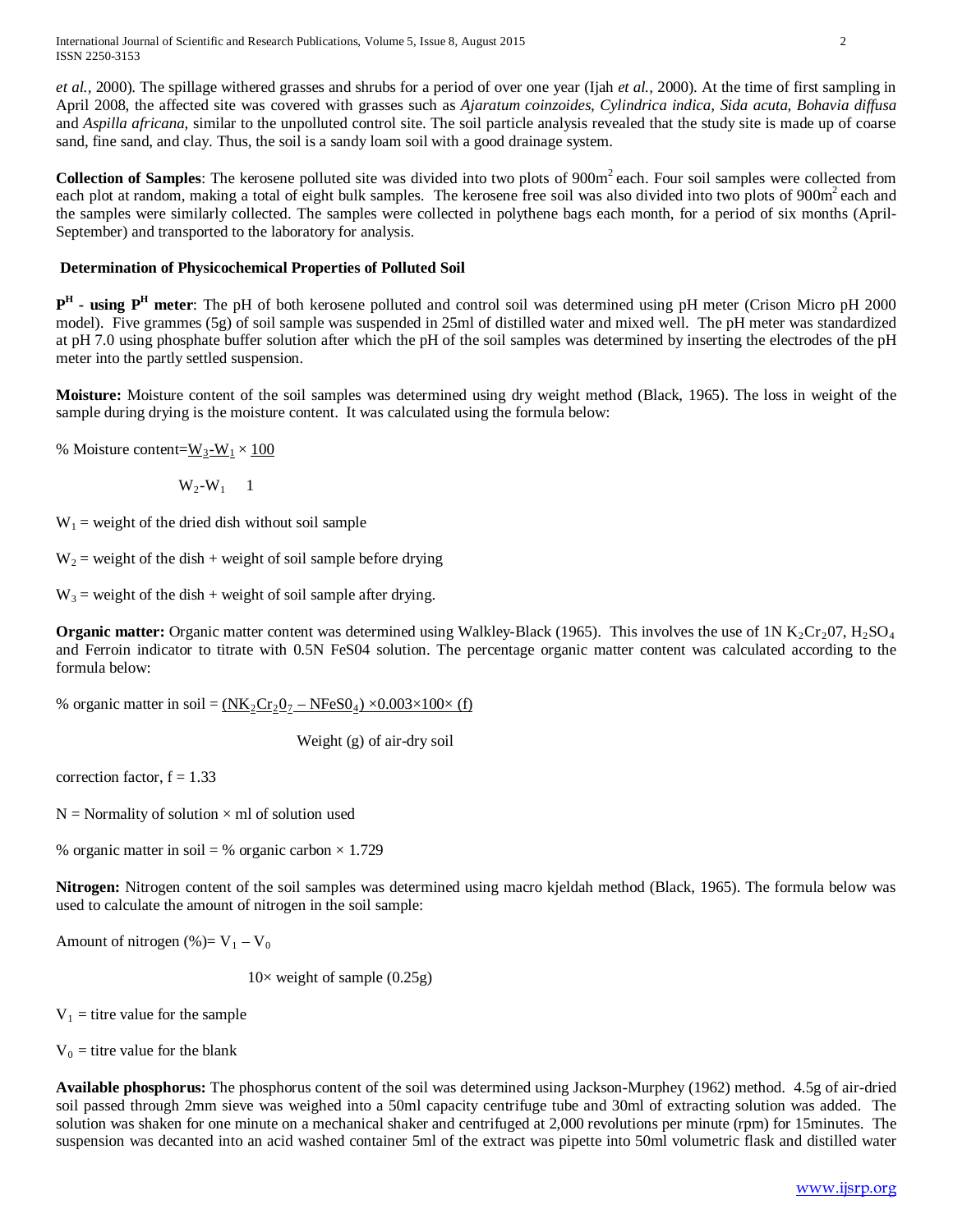*et al.*, 2000). The spillage withered grasses and shrubs for a period of over one year (Ijah *et al.*, 2000). At the time of first sampling in April 2008, the affected site was covered with grasses such as *Ajaratum coinzoides, Cylindrica indica, Sida acuta, Bohavia diffusa* and *Aspilla africana*, similar to the unpolluted control site. The soil particle analysis revealed that the study site is made up of coarse sand, fine sand, and clay. Thus, the soil is a sandy loam soil with a good drainage system.

**Collection of Samples**: The kerosene polluted site was divided into two plots of $900m^2$ each. Four soil samples were collected from each plot at random, making a total of eight bulk samples. The kerosene free soil was also divided into two plots of $900m^2$ each and the samples were similarly collected. The samples were collected in polythene bags each month, for a period of six months (April-September) and transported to the laboratory for analysis.

**Determination of Physicochemical Properties of Polluted Soil**

**$P^H$ - using $P^H$ meter**: The pH of both kerosene polluted and control soil was determined using pH meter (Crison Micro pH 2000 model). Five grammes (5g) of soil sample was suspended in 25ml of distilled water and mixed well. The pH meter was standardized at pH 7.0 using phosphate buffer solution after which the pH of the soil samples was determined by inserting the electrodes of the pH meter into the partly settled suspension.

**Moisture:** Moisture content of the soil samples was determined using dry weight method (Black, 1965). The loss in weight of the sample during drying is the moisture content. It was calculated using the formula below:

$$\% \text{ Moisture content} = \frac{W_3 - W_1}{W_2 - W_1} \times \frac{100}{1}$$

$W_1$ = weight of the dried dish without soil sample

$W_2$ = weight of the dish + weight of soil sample before drying

$W_3$ = weight of the dish + weight of soil sample after drying.

**Organic matter:** Organic matter content was determined using Walkley-Black (1965). This involves the use of 1N $K_2Cr_207$, $H_2SO_4$ and Ferroin indicator to titrate with 0.5N FeS04 solution. The percentage organic matter content was calculated according to the formula below:

$$\% \text{ organic matter in soil} = \frac{(NK_2Cr_20_7 - NFeS0_4) \times 0.003 \times 100 \times (f)}{\text{Weight (g) of air-dry soil}}$$

correction factor, f = 1.33

N = Normality of solution × ml of solution used

% organic matter in soil = % organic carbon × 1.729

**Nitrogen:** Nitrogen content of the soil samples was determined using macro kjeldah method (Black, 1965). The formula below was used to calculate the amount of nitrogen in the soil sample:

$$\text{Amount of nitrogen (\%)} = \frac{V_1 - V_0}{10 \times \text{weight of sample (0.25g)}}$$

$V_1$ = titre value for the sample

$V_0$ = titre value for the blank

**Available phosphorus:** The phosphorus content of the soil was determined using Jackson-Murphey (1962) method. 4.5g of air-dried soil passed through 2mm sieve was weighed into a 50ml capacity centrifuge tube and 30ml of extracting solution was added. The solution was shaken for one minute on a mechanical shaker and centrifuged at 2,000 revolutions per minute (rpm) for 15minutes. The suspension was decanted into an acid washed container 5ml of the extract was pipette into 50ml volumetric flask and distilled water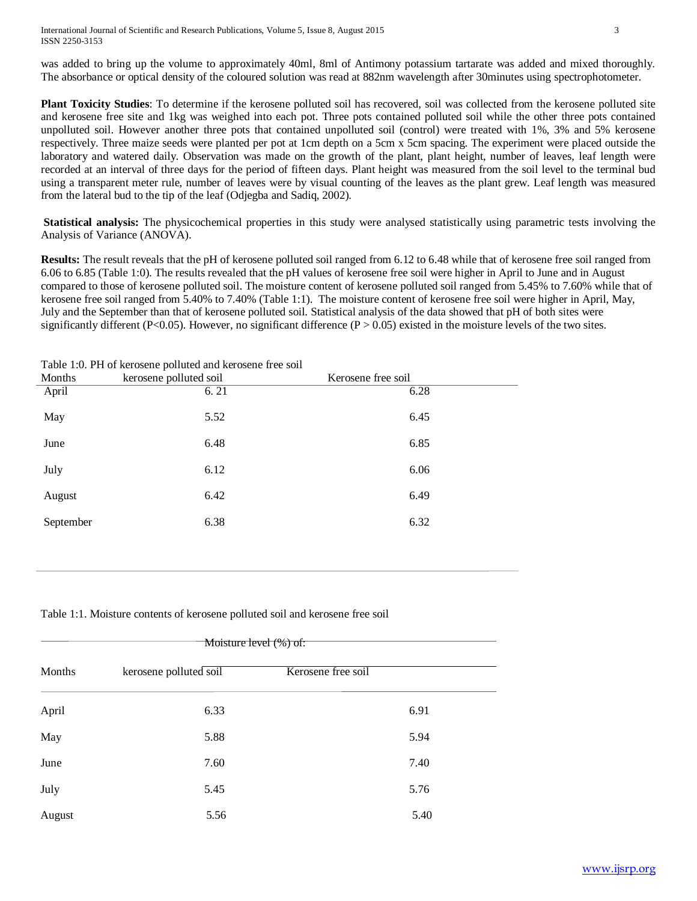was added to bring up the volume to approximately 40ml, 8ml of Antimony potassium tartarate was added and mixed thoroughly. The absorbance or optical density of the coloured solution was read at 882nm wavelength after 30minutes using spectrophotometer.

**Plant Toxicity Studies**: To determine if the kerosene polluted soil has recovered, soil was collected from the kerosene polluted site and kerosene free site and 1kg was weighed into each pot. Three pots contained polluted soil while the other three pots contained unpolluted soil. However another three pots that contained unpolluted soil (control) were treated with 1%, 3% and 5% kerosene respectively. Three maize seeds were planted per pot at 1cm depth on a 5cm x 5cm spacing. The experiment were placed outside the laboratory and watered daily. Observation was made on the growth of the plant, plant height, number of leaves, leaf length were recorded at an interval of three days for the period of fifteen days. Plant height was measured from the soil level to the terminal bud using a transparent meter rule, number of leaves were by visual counting of the leaves as the plant grew. Leaf length was measured from the lateral bud to the tip of the leaf (Odjegba and Sadiq, 2002).

**Statistical analysis:** The physicochemical properties in this study were analysed statistically using parametric tests involving the Analysis of Variance (ANOVA).

**Results:** The result reveals that the pH of kerosene polluted soil ranged from 6.12 to 6.48 while that of kerosene free soil ranged from 6.06 to 6.85 (Table 1:0). The results revealed that the pH values of kerosene free soil were higher in April to June and in August compared to those of kerosene polluted soil. The moisture content of kerosene polluted soil ranged from 5.45% to 7.60% while that of kerosene free soil ranged from 5.40% to 7.40% (Table 1:1). The moisture content of kerosene free soil were higher in April, May, July and the September than that of kerosene polluted soil. Statistical analysis of the data showed that pH of both sites were significantly different ($P<0.05$). However, no significant difference ($P > 0.05$) existed in the moisture levels of the two sites.

Table 1:0. PH of kerosene polluted and kerosene free soil

| Months | kerosene polluted soil | Kerosene free soil |
|---|---|---|
| April | 6. 21 | 6.28 |
| May | 5.52 | 6.45 |
| June | 6.48 | 6.85 |
| July | 6.12 | 6.06 |
| August | 6.42 | 6.49 |
| September | 6.38 | 6.32 |

Table 1:1. Moisture contents of kerosene polluted soil and kerosene free soil

| | Moisture level (%) of: | |
|---|---|---|
| Months | kerosene polluted soil | Kerosene free soil |
| April | 6.33 | 6.91 |
| May | 5.88 | 5.94 |
| June | 7.60 | 7.40 |
| July | 5.45 | 5.76 |
| August | 5.56 | 5.40 |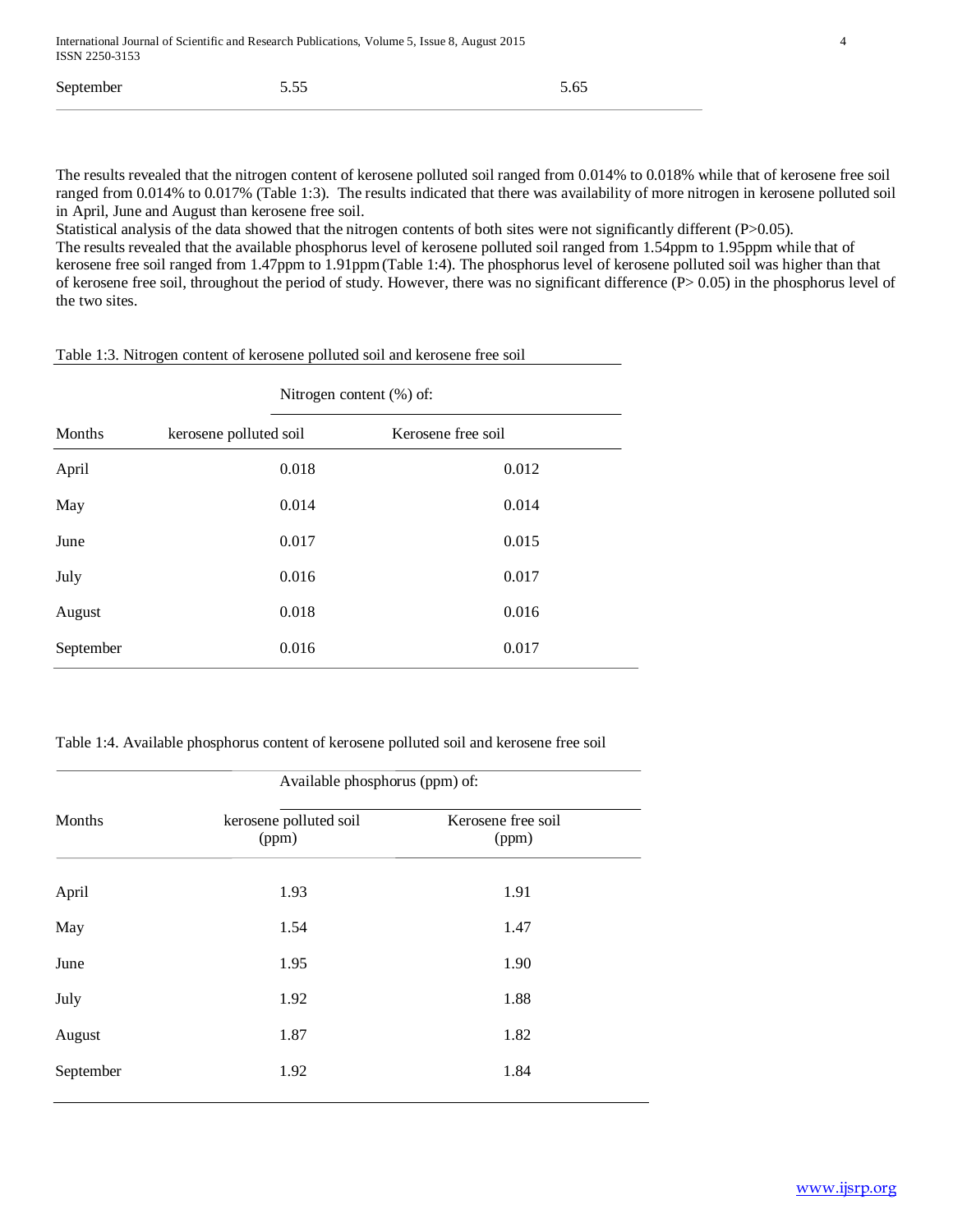| September | 5.55 | 5.65 |
|---|---|---|

The results revealed that the nitrogen content of kerosene polluted soil ranged from 0.014% to 0.018% while that of kerosene free soil ranged from 0.014% to 0.017% (Table 1:3). The results indicated that there was availability of more nitrogen in kerosene polluted soil in April, June and August than kerosene free soil.
Statistical analysis of the data showed that the nitrogen contents of both sites were not significantly different ($P>0.05$).
The results revealed that the available phosphorus level of kerosene polluted soil ranged from 1.54ppm to 1.95ppm while that of kerosene free soil ranged from 1.47ppm to 1.91ppm (Table 1:4). The phosphorus level of kerosene polluted soil was higher than that of kerosene free soil, throughout the period of study. However, there was no significant difference ($P> 0.05$) in the phosphorus level of the two sites.

Table 1:3. Nitrogen content of kerosene polluted soil and kerosene free soil

| | Nitrogen content (%) of: | |
|---|---|---|
| Months | kerosene polluted soil | Kerosene free soil |
| April | 0.018 | 0.012 |
| May | 0.014 | 0.014 |
| June | 0.017 | 0.015 |
| July | 0.016 | 0.017 |
| August | 0.018 | 0.016 |
| September | 0.016 | 0.017 |

Table 1:4. Available phosphorus content of kerosene polluted soil and kerosene free soil

| | Available phosphorus (ppm) of: | |
|---|---|---|
| Months | kerosene polluted soil (ppm) | Kerosene free soil (ppm) |
| April | 1.93 | 1.91 |
| May | 1.54 | 1.47 |
| June | 1.95 | 1.90 |
| July | 1.92 | 1.88 |
| August | 1.87 | 1.82 |
| September | 1.92 | 1.84 |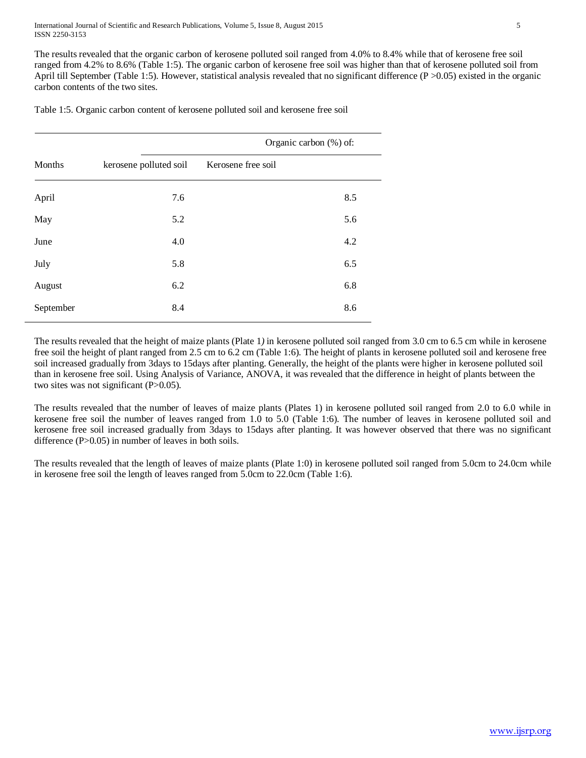The results revealed that the organic carbon of kerosene polluted soil ranged from 4.0% to 8.4% while that of kerosene free soil ranged from 4.2% to 8.6% (Table 1:5). The organic carbon of kerosene free soil was higher than that of kerosene polluted soil from April till September (Table 1:5). However, statistical analysis revealed that no significant difference ($P > 0.05$) existed in the organic carbon contents of the two sites.

Table 1:5. Organic carbon content of kerosene polluted soil and kerosene free soil

| | Organic carbon (%) of: | |
|---|---|---|
| Months | kerosene polluted soil | Kerosene free soil |
| April | 7.6 | 8.5 |
| May | 5.2 | 5.6 |
| June | 4.0 | 4.2 |
| July | 5.8 | 6.5 |
| August | 6.2 | 6.8 |
| September | 8.4 | 8.6 |

The results revealed that the height of maize plants (Plate 1*)* in kerosene polluted soil ranged from 3.0 cm to 6.5 cm while in kerosene free soil the height of plant ranged from 2.5 cm to 6.2 cm (Table 1:6). The height of plants in kerosene polluted soil and kerosene free soil increased gradually from 3days to 15days after planting. Generally, the height of the plants were higher in kerosene polluted soil than in kerosene free soil. Using Analysis of Variance, ANOVA, it was revealed that the difference in height of plants between the two sites was not significant ($P>0.05$).

The results revealed that the number of leaves of maize plants (Plates 1) in kerosene polluted soil ranged from 2.0 to 6.0 while in kerosene free soil the number of leaves ranged from 1.0 to 5.0 (Table 1:6). The number of leaves in kerosene polluted soil and kerosene free soil increased gradually from 3days to 15days after planting. It was however observed that there was no significant difference ($P>0.05$) in number of leaves in both soils.

The results revealed that the length of leaves of maize plants (Plate 1:0) in kerosene polluted soil ranged from 5.0cm to 24.0cm while in kerosene free soil the length of leaves ranged from 5.0cm to 22.0cm (Table 1:6).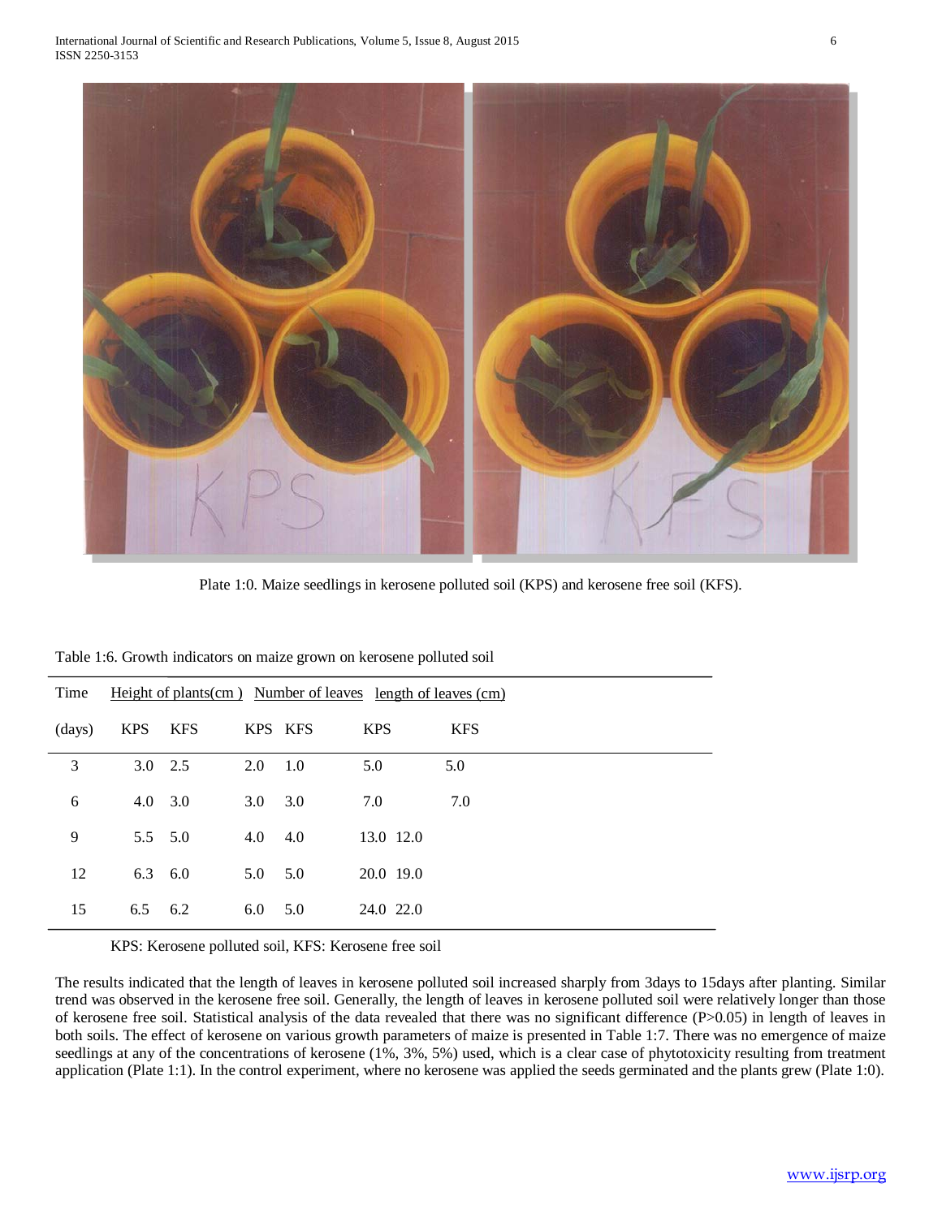Plate 1:0. Maize seedlings in kerosene polluted soil (KPS) and kerosene free soil (KFS).

Table 1:6. Growth indicators on maize grown on kerosene polluted soil

| Time | Height of plants(cm ) | | Number of leaves | | length of leaves (cm) | |
|---|---|---|---|---|---|---|
| (days) | KPS | KFS | KPS | KFS | KPS | KFS |
| 3 | 3.0 | 2.5 | 2.0 | 1.0 | 5.0 | 5.0 |
| 6 | 4.0 | 3.0 | 3.0 | 3.0 | 7.0 | 7.0 |
| 9 | 5.5 | 5.0 | 4.0 | 4.0 | 13.0 | 12.0 |
| 12 | 6.3 | 6.0 | 5.0 | 5.0 | 20.0 | 19.0 |
| 15 | 6.5 | 6.2 | 6.0 | 5.0 | 24.0 | 22.0 |

KPS: Kerosene polluted soil, KFS: Kerosene free soil

The results indicated that the length of leaves in kerosene polluted soil increased sharply from 3days to 15days after planting. Similar trend was observed in the kerosene free soil. Generally, the length of leaves in kerosene polluted soil were relatively longer than those of kerosene free soil. Statistical analysis of the data revealed that there was no significant difference ($P>0.05$) in length of leaves in both soils. The effect of kerosene on various growth parameters of maize is presented in Table 1:7. There was no emergence of maize seedlings at any of the concentrations of kerosene (1%, 3%, 5%) used, which is a clear case of phytotoxicity resulting from treatment application (Plate 1:1). In the control experiment, where no kerosene was applied the seeds germinated and the plants grew (Plate 1:0).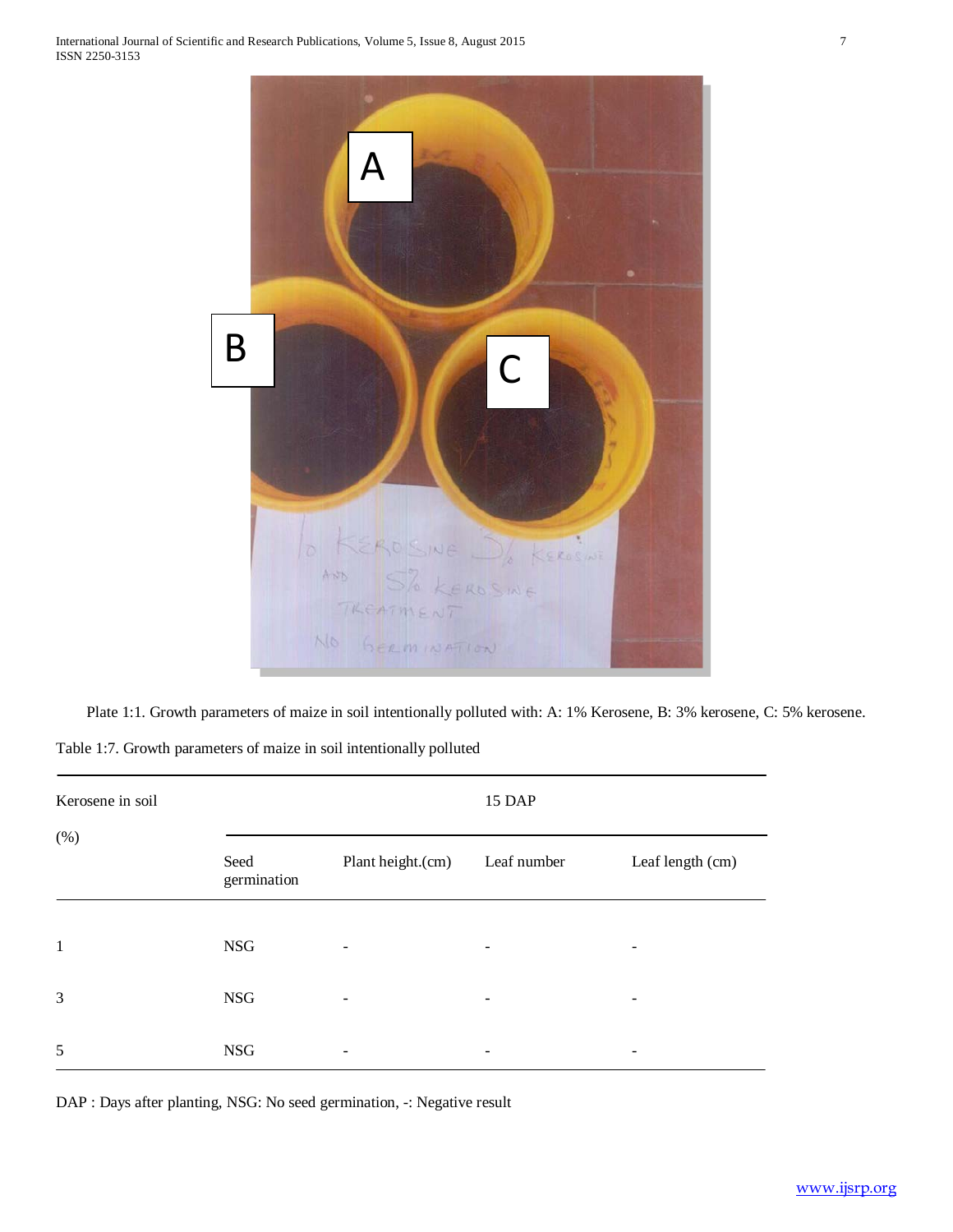Plate 1:1. Growth parameters of maize in soil intentionally polluted with: A: 1% Kerosene, B: 3% kerosene, C: 5% kerosene.

Table 1:7. Growth parameters of maize in soil intentionally polluted

| Kerosene in soil (%) | 15 DAP | | | |
|---|---|---|---|---|
| | Seed germination | Plant height.(cm) | Leaf number | Leaf length (cm) |
| 1 | NSG | - | - | - |
| 3 | NSG | - | - | - |
| 5 | NSG | - | - | - |

DAP : Days after planting, NSG: No seed germination, -: Negative result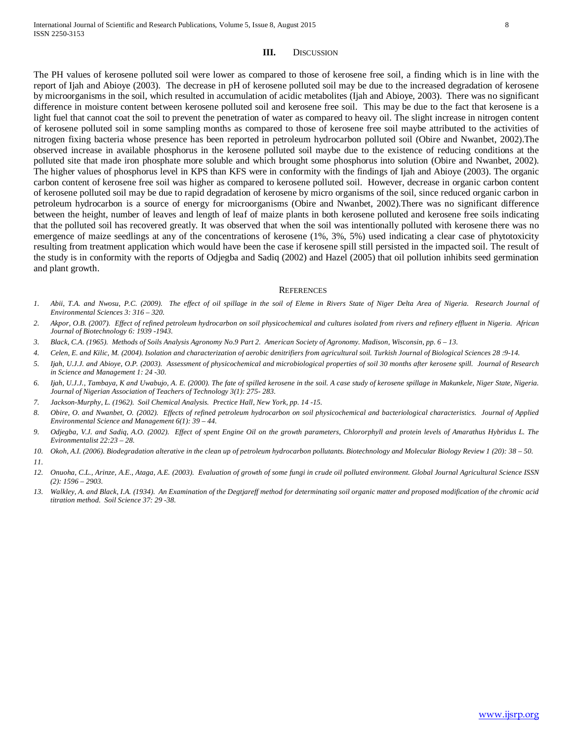## III. Discussion

The PH values of kerosene polluted soil were lower as compared to those of kerosene free soil, a finding which is in line with the report of Ijah and Abioye (2003). The decrease in pH of kerosene polluted soil may be due to the increased degradation of kerosene by microorganisms in the soil, which resulted in accumulation of acidic metabolites (Ijah and Abioye, 2003). There was no significant difference in moisture content between kerosene polluted soil and kerosene free soil. This may be due to the fact that kerosene is a light fuel that cannot coat the soil to prevent the penetration of water as compared to heavy oil. The slight increase in nitrogen content of kerosene polluted soil in some sampling months as compared to those of kerosene free soil maybe attributed to the activities of nitrogen fixing bacteria whose presence has been reported in petroleum hydrocarbon polluted soil (Obire and Nwanbet, 2002).The observed increase in available phosphorus in the kerosene polluted soil maybe due to the existence of reducing conditions at the polluted site that made iron phosphate more soluble and which brought some phosphorus into solution (Obire and Nwanbet, 2002). The higher values of phosphorus level in KPS than KFS were in conformity with the findings of Ijah and Abioye (2003). The organic carbon content of kerosene free soil was higher as compared to kerosene polluted soil. However, decrease in organic carbon content of kerosene polluted soil may be due to rapid degradation of kerosene by micro organisms of the soil, since reduced organic carbon in petroleum hydrocarbon is a source of energy for microorganisms (Obire and Nwanbet, 2002).There was no significant difference between the height, number of leaves and length of leaf of maize plants in both kerosene polluted and kerosene free soils indicating that the polluted soil has recovered greatly. It was observed that when the soil was intentionally polluted with kerosene there was no emergence of maize seedlings at any of the concentrations of kerosene (1%, 3%, 5%) used indicating a clear case of phytotoxicity resulting from treatment application which would have been the case if kerosene spill still persisted in the impacted soil. The result of the study is in conformity with the reports of Odjegba and Sadiq (2002) and Hazel (2005) that oil pollution inhibits seed germination and plant growth.

## References

1. *Abii, T.A. and Nwosu, P.C. (2009). The effect of oil spillage in the soil of Eleme in Rivers State of Niger Delta Area of Nigeria. Research Journal of Environmental Sciences 3: 316 – 320.*
2. *Akpor, O.B. (2007). Effect of refined petroleum hydrocarbon on soil physicochemical and cultures isolated from rivers and refinery effluent in Nigeria. African Journal of Biotechnology 6: 1939 -1943.*
3. *Black, C.A. (1965). Methods of Soils Analysis Agronomy No.9 Part 2. American Society of Agronomy. Madison, Wisconsin, pp. 6 – 13.*
4. *Celen, E. and Kilic, M. (2004). Isolation and characterization of aerobic denitrifiers from agricultural soil. Turkish Journal of Biological Sciences 28 :9-14.*
5. *Ijah, U.J.J. and Abioye, O.P. (2003). Assessment of physicochemical and microbiological properties of soil 30 months after kerosene spill. Journal of Research in Science and Management 1: 24 -30.*
6. *Ijah, U.J.J., Tambaya, K and Uwabujo, A. E. (2000). The fate of spilled kerosene in the soil. A case study of kerosene spillage in Makunkele, Niger State, Nigeria. Journal of Nigerian Association of Teachers of Technology 3(1): 275- 283.*
7. *Jackson-Murphy, L. (1962). Soil Chemical Analysis. Prectice Hall, New York, pp. 14 -15.*
8. *Obire, O. and Nwanbet, O. (2002). Effects of refined petroleum hydrocarbon on soil physicochemical and bacteriological characteristics. Journal of Applied Environmental Science and Management 6(1): 39 – 44.*
9. *Odjegba, V.J. and Sadiq, A.O. (2002). Effect of spent Engine Oil on the growth parameters, Chlororphyll and protein levels of Amarathus Hybridus L. The Evironmentalist 22:23 – 28.*
10. *Okoh, A.I. (2006). Biodegradation alterative in the clean up of petroleum hydrocarbon pollutants. Biotechnology and Molecular Biology Review 1 (20): 38 – 50.*
11. 
12. *Onuoha, C.L., Arinze, A.E., Ataga, A.E. (2003). Evaluation of growth of some fungi in crude oil polluted environment. Global Journal Agricultural Science ISSN (2): 1596 – 2903.*
13. *Walkley, A. and Black, I.A. (1934). An Examination of the Degtjareff method for determinating soil organic matter and proposed modification of the chromic acid titration method. Soil Science 37: 29 -38.*